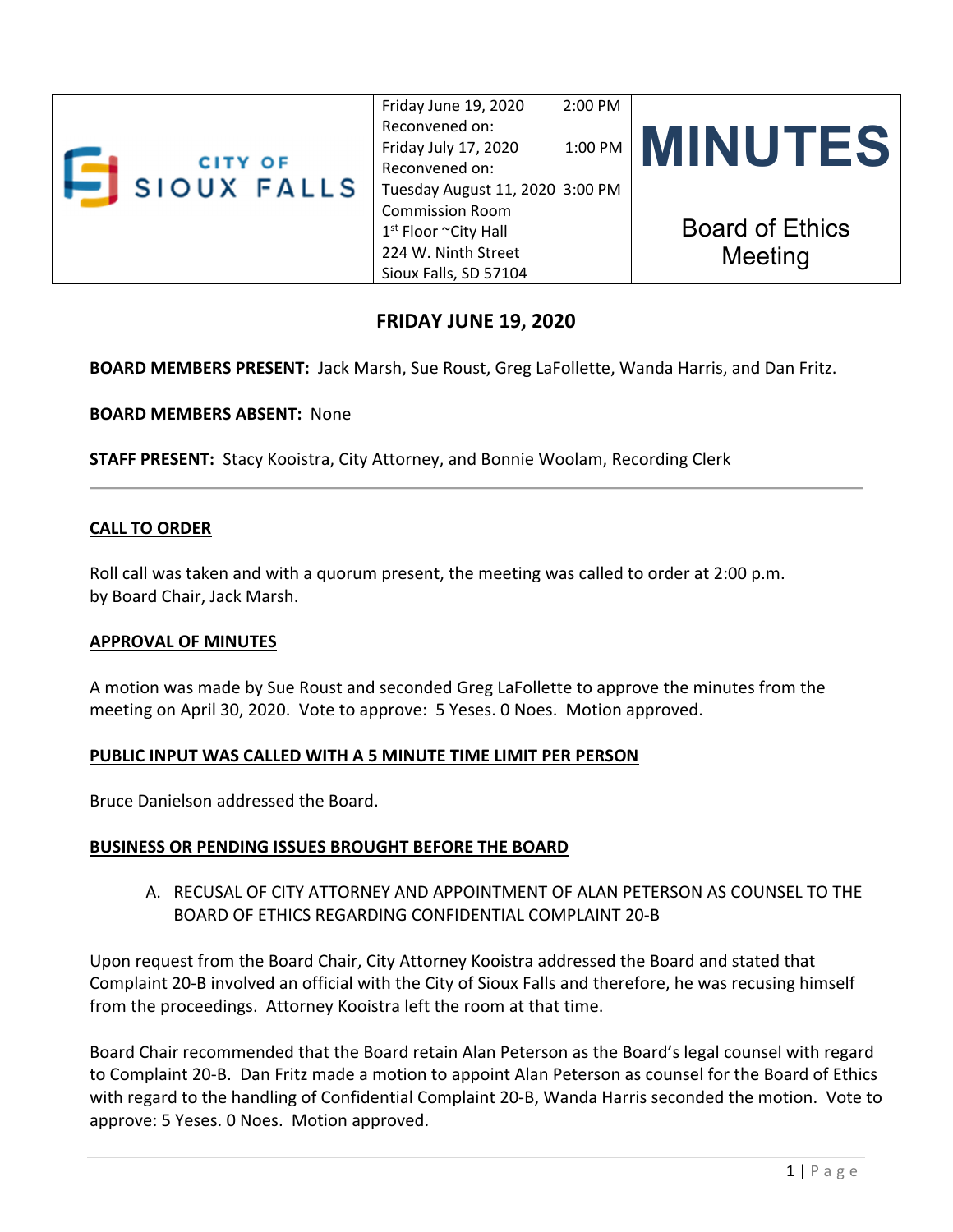| CITY OF SIOUX FALLS | Friday June 19, 2020 2:00 PM<br>Reconvened on:<br>Friday July 17, 2020 1:00 PM<br>Reconvened on:<br>Tuesday August 11, 2020 3:00 PM | **MINUTES** |
|---|---|---|
| | Commission Room<br>1st Floor ~City Hall<br>224 W. Ninth Street<br>Sioux Falls, SD 57104 | Board of Ethics Meeting |

## FRIDAY JUNE 19, 2020

**BOARD MEMBERS PRESENT:** Jack Marsh, Sue Roust, Greg LaFollette, Wanda Harris, and Dan Fritz.

**BOARD MEMBERS ABSENT:** None

**STAFF PRESENT:** Stacy Kooistra, City Attorney, and Bonnie Woolam, Recording Clerk

---

**CALL TO ORDER**

Roll call was taken and with a quorum present, the meeting was called to order at 2:00 p.m. by Board Chair, Jack Marsh.

**APPROVAL OF MINUTES**

A motion was made by Sue Roust and seconded Greg LaFollette to approve the minutes from the meeting on April 30, 2020. Vote to approve: 5 Yeses. 0 Noes. Motion approved.

**PUBLIC INPUT WAS CALLED WITH A 5 MINUTE TIME LIMIT PER PERSON**

Bruce Danielson addressed the Board.

**BUSINESS OR PENDING ISSUES BROUGHT BEFORE THE BOARD**

A. RECUSAL OF CITY ATTORNEY AND APPOINTMENT OF ALAN PETERSON AS COUNSEL TO THE BOARD OF ETHICS REGARDING CONFIDENTIAL COMPLAINT 20-B

Upon request from the Board Chair, City Attorney Kooistra addressed the Board and stated that Complaint 20-B involved an official with the City of Sioux Falls and therefore, he was recusing himself from the proceedings. Attorney Kooistra left the room at that time.

Board Chair recommended that the Board retain Alan Peterson as the Board's legal counsel with regard to Complaint 20-B. Dan Fritz made a motion to appoint Alan Peterson as counsel for the Board of Ethics with regard to the handling of Confidential Complaint 20-B, Wanda Harris seconded the motion. Vote to approve: 5 Yeses. 0 Noes. Motion approved.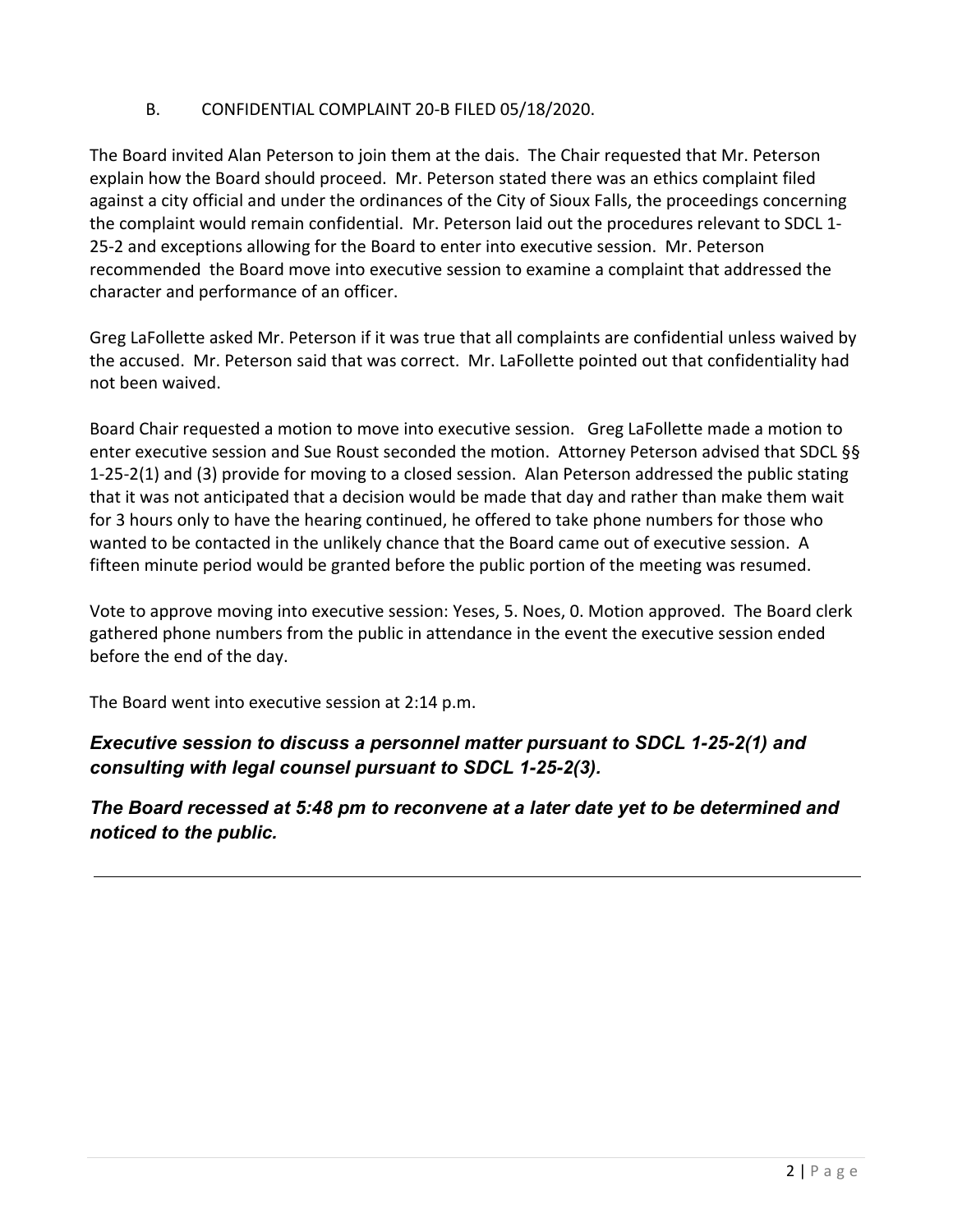B. CONFIDENTIAL COMPLAINT 20-B FILED 05/18/2020.

The Board invited Alan Peterson to join them at the dais. The Chair requested that Mr. Peterson explain how the Board should proceed. Mr. Peterson stated there was an ethics complaint filed against a city official and under the ordinances of the City of Sioux Falls, the proceedings concerning the complaint would remain confidential. Mr. Peterson laid out the procedures relevant to SDCL 1-25-2 and exceptions allowing for the Board to enter into executive session. Mr. Peterson recommended the Board move into executive session to examine a complaint that addressed the character and performance of an officer.

Greg LaFollette asked Mr. Peterson if it was true that all complaints are confidential unless waived by the accused. Mr. Peterson said that was correct. Mr. LaFollette pointed out that confidentiality had not been waived.

Board Chair requested a motion to move into executive session. Greg LaFollette made a motion to enter executive session and Sue Roust seconded the motion. Attorney Peterson advised that SDCL §§ 1-25-2(1) and (3) provide for moving to a closed session. Alan Peterson addressed the public stating that it was not anticipated that a decision would be made that day and rather than make them wait for 3 hours only to have the hearing continued, he offered to take phone numbers for those who wanted to be contacted in the unlikely chance that the Board came out of executive session. A fifteen minute period would be granted before the public portion of the meeting was resumed.

Vote to approve moving into executive session: Yeses, 5. Noes, 0. Motion approved. The Board clerk gathered phone numbers from the public in attendance in the event the executive session ended before the end of the day.

The Board went into executive session at 2:14 p.m.

***Executive session to discuss a personnel matter pursuant to SDCL 1-25-2(1) and consulting with legal counsel pursuant to SDCL 1-25-2(3).***

***The Board recessed at 5:48 pm to reconvene at a later date yet to be determined and noticed to the public.***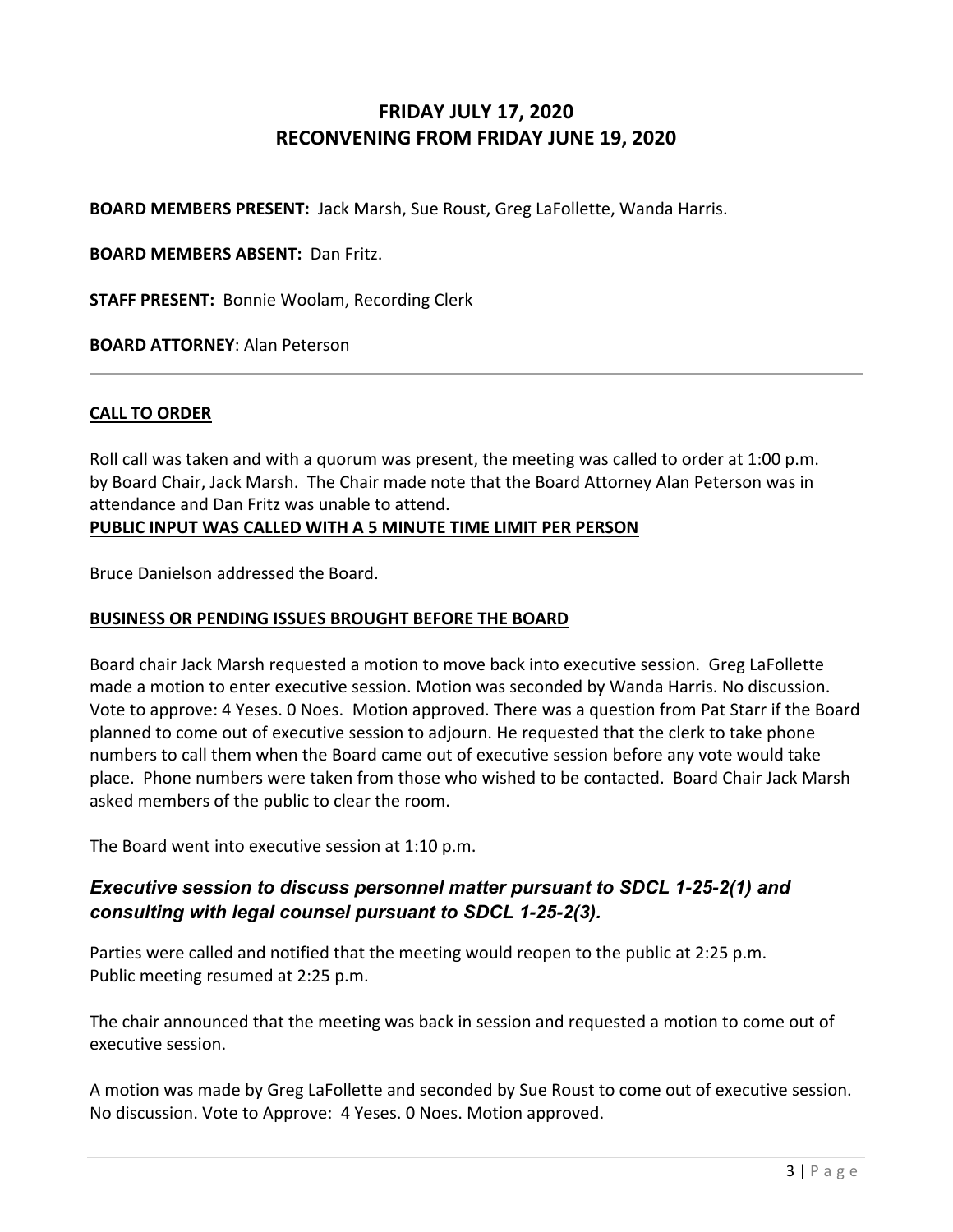# FRIDAY JULY 17, 2020
# RECONVENING FROM FRIDAY JUNE 19, 2020

**BOARD MEMBERS PRESENT:** Jack Marsh, Sue Roust, Greg LaFollette, Wanda Harris.

**BOARD MEMBERS ABSENT:** Dan Fritz.

**STAFF PRESENT:** Bonnie Woolam, Recording Clerk

**BOARD ATTORNEY**: Alan Peterson

---

**CALL TO ORDER**

Roll call was taken and with a quorum was present, the meeting was called to order at 1:00 p.m. by Board Chair, Jack Marsh. The Chair made note that the Board Attorney Alan Peterson was in attendance and Dan Fritz was unable to attend.

**PUBLIC INPUT WAS CALLED WITH A 5 MINUTE TIME LIMIT PER PERSON**

Bruce Danielson addressed the Board.

**BUSINESS OR PENDING ISSUES BROUGHT BEFORE THE BOARD**

Board chair Jack Marsh requested a motion to move back into executive session. Greg LaFollette made a motion to enter executive session. Motion was seconded by Wanda Harris. No discussion. Vote to approve: 4 Yeses. 0 Noes. Motion approved. There was a question from Pat Starr if the Board planned to come out of executive session to adjourn. He requested that the clerk to take phone numbers to call them when the Board came out of executive session before any vote would take place. Phone numbers were taken from those who wished to be contacted. Board Chair Jack Marsh asked members of the public to clear the room.

The Board went into executive session at 1:10 p.m.

## *Executive session to discuss personnel matter pursuant to SDCL 1-25-2(1) and consulting with legal counsel pursuant to SDCL 1-25-2(3).*

Parties were called and notified that the meeting would reopen to the public at 2:25 p.m.
Public meeting resumed at 2:25 p.m.

The chair announced that the meeting was back in session and requested a motion to come out of executive session.

A motion was made by Greg LaFollette and seconded by Sue Roust to come out of executive session. No discussion. Vote to Approve: 4 Yeses. 0 Noes. Motion approved.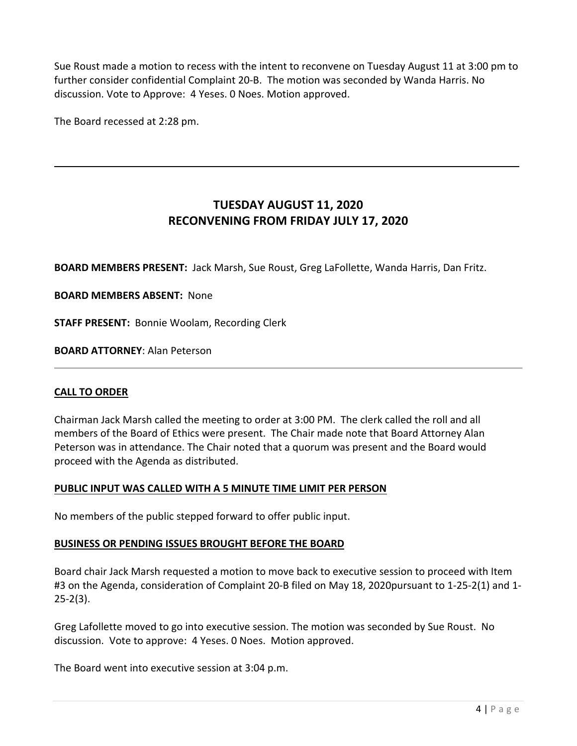Sue Roust made a motion to recess with the intent to reconvene on Tuesday August 11 at 3:00 pm to further consider confidential Complaint 20-B. The motion was seconded by Wanda Harris. No discussion. Vote to Approve: 4 Yeses. 0 Noes. Motion approved.

The Board recessed at 2:28 pm.

---

## TUESDAY AUGUST 11, 2020
## RECONVENING FROM FRIDAY JULY 17, 2020

**BOARD MEMBERS PRESENT:** Jack Marsh, Sue Roust, Greg LaFollette, Wanda Harris, Dan Fritz.

**BOARD MEMBERS ABSENT:** None

**STAFF PRESENT:** Bonnie Woolam, Recording Clerk

**BOARD ATTORNEY**: Alan Peterson

---

**CALL TO ORDER**

Chairman Jack Marsh called the meeting to order at 3:00 PM. The clerk called the roll and all members of the Board of Ethics were present. The Chair made note that Board Attorney Alan Peterson was in attendance. The Chair noted that a quorum was present and the Board would proceed with the Agenda as distributed.

**PUBLIC INPUT WAS CALLED WITH A 5 MINUTE TIME LIMIT PER PERSON**

No members of the public stepped forward to offer public input.

**BUSINESS OR PENDING ISSUES BROUGHT BEFORE THE BOARD**

Board chair Jack Marsh requested a motion to move back to executive session to proceed with Item #3 on the Agenda, consideration of Complaint 20-B filed on May 18, 2020pursuant to 1-25-2(1) and 1-25-2(3).

Greg Lafollette moved to go into executive session. The motion was seconded by Sue Roust. No discussion. Vote to approve: 4 Yeses. 0 Noes. Motion approved.

The Board went into executive session at 3:04 p.m.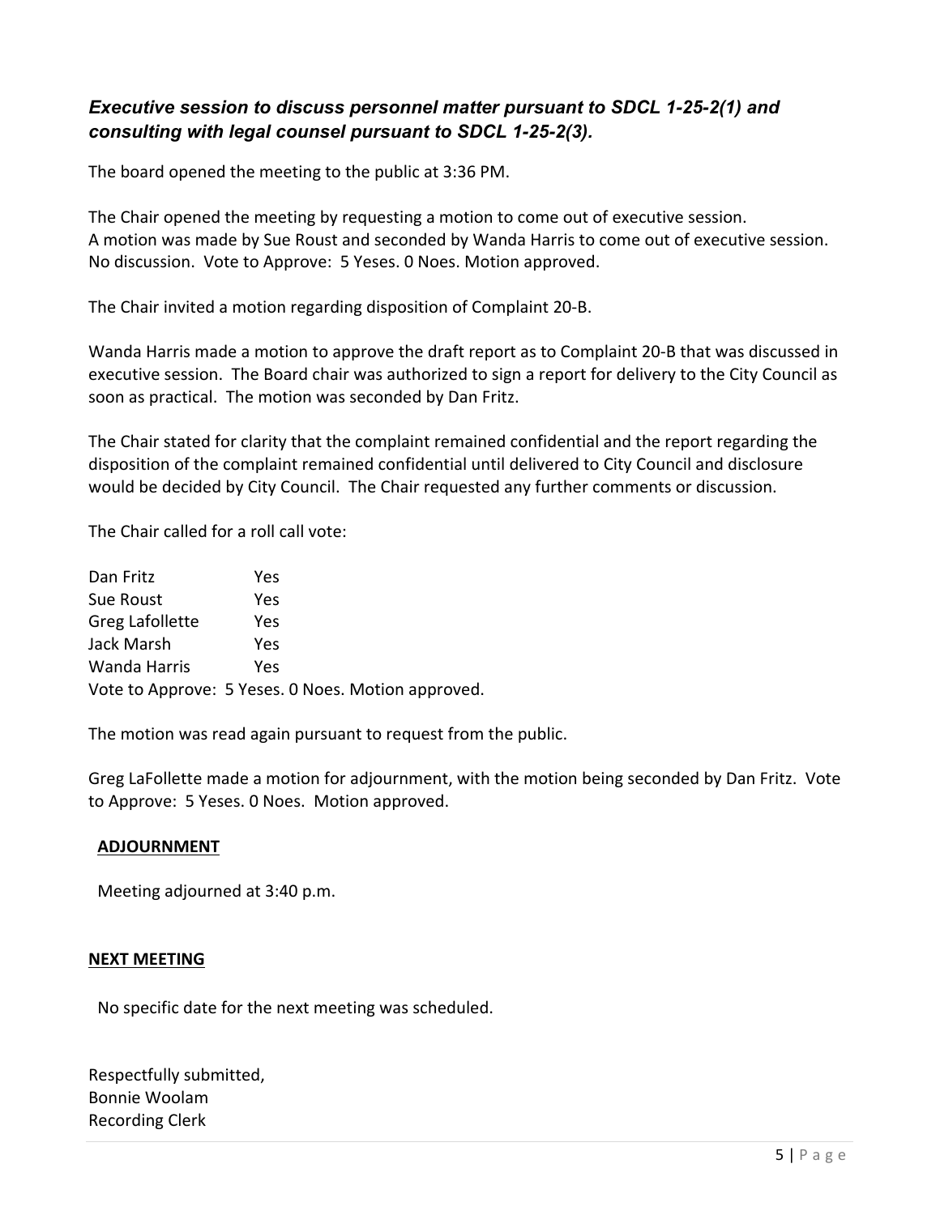### ***Executive session to discuss personnel matter pursuant to SDCL 1-25-2(1) and consulting with legal counsel pursuant to SDCL 1-25-2(3).***

The board opened the meeting to the public at 3:36 PM.

The Chair opened the meeting by requesting a motion to come out of executive session.
A motion was made by Sue Roust and seconded by Wanda Harris to come out of executive session. No discussion. Vote to Approve: 5 Yeses. 0 Noes. Motion approved.

The Chair invited a motion regarding disposition of Complaint 20-B.

Wanda Harris made a motion to approve the draft report as to Complaint 20-B that was discussed in executive session. The Board chair was authorized to sign a report for delivery to the City Council as soon as practical. The motion was seconded by Dan Fritz.

The Chair stated for clarity that the complaint remained confidential and the report regarding the disposition of the complaint remained confidential until delivered to City Council and disclosure would be decided by City Council. The Chair requested any further comments or discussion.

The Chair called for a roll call vote:

| | |
|---|---|
| Dan Fritz | Yes |
| Sue Roust | Yes |
| Greg Lafollette | Yes |
| Jack Marsh | Yes |
| Wanda Harris | Yes |

Vote to Approve: 5 Yeses. 0 Noes. Motion approved.

The motion was read again pursuant to request from the public.

Greg LaFollette made a motion for adjournment, with the motion being seconded by Dan Fritz. Vote to Approve: 5 Yeses. 0 Noes. Motion approved.

**ADJOURNMENT**

Meeting adjourned at 3:40 p.m.

**NEXT MEETING**

No specific date for the next meeting was scheduled.

Respectfully submitted,
Bonnie Woolam
Recording Clerk